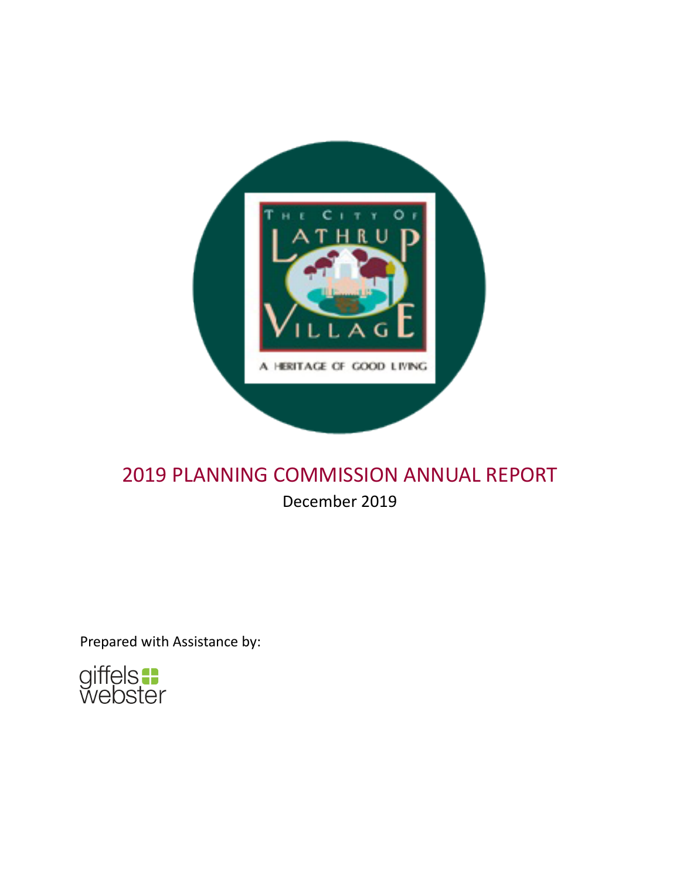# 2019 PLANNING COMMISSION ANNUAL REPORT

December 2019

Prepared with Assistance by:

giffels webster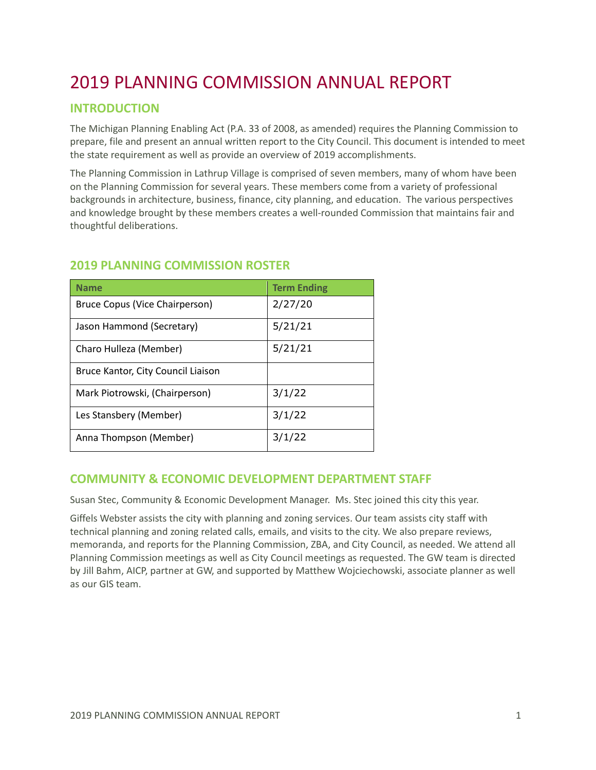# 2019 PLANNING COMMISSION ANNUAL REPORT

## INTRODUCTION

The Michigan Planning Enabling Act (P.A. 33 of 2008, as amended) requires the Planning Commission to prepare, file and present an annual written report to the City Council. This document is intended to meet the state requirement as well as provide an overview of 2019 accomplishments.

The Planning Commission in Lathrup Village is comprised of seven members, many of whom have been on the Planning Commission for several years. These members come from a variety of professional backgrounds in architecture, business, finance, city planning, and education. The various perspectives and knowledge brought by these members creates a well-rounded Commission that maintains fair and thoughtful deliberations.

## 2019 PLANNING COMMISSION ROSTER

| Name | Term Ending |
|---|---|
| Bruce Copus (Vice Chairperson) | 2/27/20 |
| Jason Hammond (Secretary) | 5/21/21 |
| Charo Hulleza (Member) | 5/21/21 |
| Bruce Kantor, City Council Liaison | |
| Mark Piotrowski, (Chairperson) | 3/1/22 |
| Les Stansbery (Member) | 3/1/22 |
| Anna Thompson (Member) | 3/1/22 |

## COMMUNITY & ECONOMIC DEVELOPMENT DEPARTMENT STAFF

Susan Stec, Community & Economic Development Manager. Ms. Stec joined this city this year.

Giffels Webster assists the city with planning and zoning services. Our team assists city staff with technical planning and zoning related calls, emails, and visits to the city. We also prepare reviews, memoranda, and reports for the Planning Commission, ZBA, and City Council, as needed. We attend all Planning Commission meetings as well as City Council meetings as requested. The GW team is directed by Jill Bahm, AICP, partner at GW, and supported by Matthew Wojciechowski, associate planner as well as our GIS team.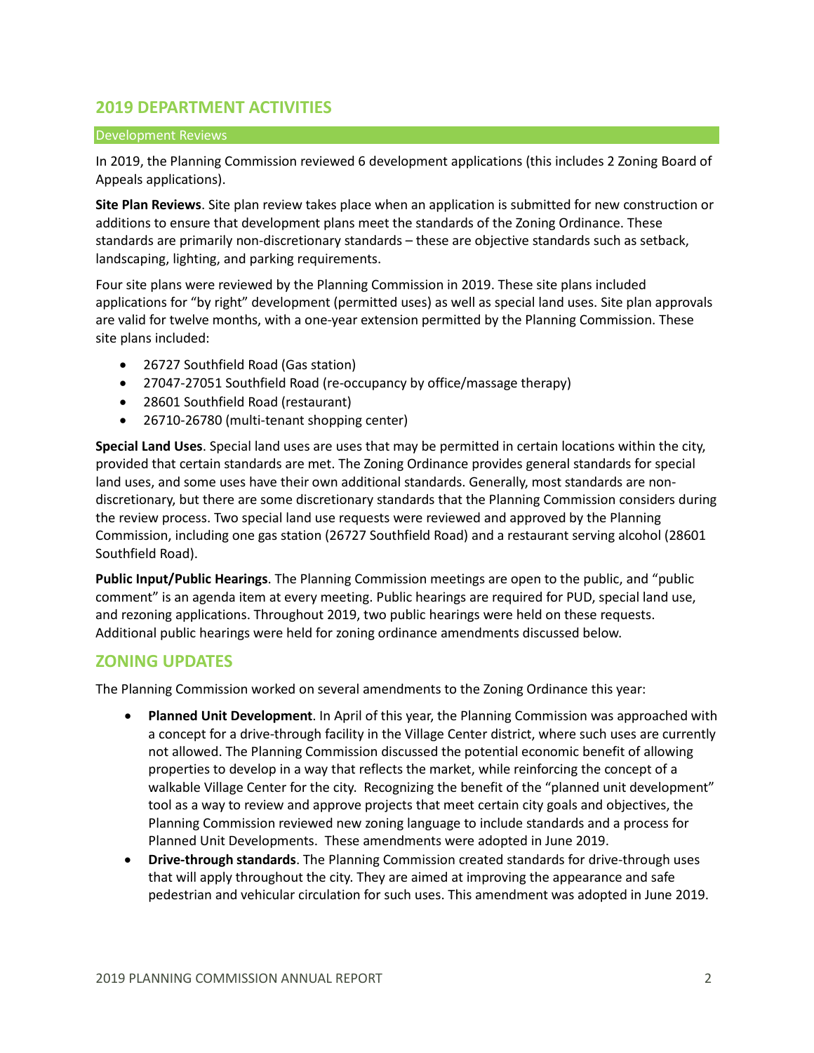## 2019 DEPARTMENT ACTIVITIES

### Development Reviews

In 2019, the Planning Commission reviewed 6 development applications (this includes 2 Zoning Board of Appeals applications).

**Site Plan Reviews**. Site plan review takes place when an application is submitted for new construction or additions to ensure that development plans meet the standards of the Zoning Ordinance. These standards are primarily non-discretionary standards – these are objective standards such as setback, landscaping, lighting, and parking requirements.

Four site plans were reviewed by the Planning Commission in 2019. These site plans included applications for "by right" development (permitted uses) as well as special land uses. Site plan approvals are valid for twelve months, with a one-year extension permitted by the Planning Commission. These site plans included:

- 26727 Southfield Road (Gas station)
- 27047-27051 Southfield Road (re-occupancy by office/massage therapy)
- 28601 Southfield Road (restaurant)
- 26710-26780 (multi-tenant shopping center)

**Special Land Uses**. Special land uses are uses that may be permitted in certain locations within the city, provided that certain standards are met. The Zoning Ordinance provides general standards for special land uses, and some uses have their own additional standards. Generally, most standards are non-discretionary, but there are some discretionary standards that the Planning Commission considers during the review process. Two special land use requests were reviewed and approved by the Planning Commission, including one gas station (26727 Southfield Road) and a restaurant serving alcohol (28601 Southfield Road).

**Public Input/Public Hearings**. The Planning Commission meetings are open to the public, and "public comment" is an agenda item at every meeting. Public hearings are required for PUD, special land use, and rezoning applications. Throughout 2019, two public hearings were held on these requests. Additional public hearings were held for zoning ordinance amendments discussed below.

## ZONING UPDATES

The Planning Commission worked on several amendments to the Zoning Ordinance this year:

- **Planned Unit Development**. In April of this year, the Planning Commission was approached with a concept for a drive-through facility in the Village Center district, where such uses are currently not allowed. The Planning Commission discussed the potential economic benefit of allowing properties to develop in a way that reflects the market, while reinforcing the concept of a walkable Village Center for the city. Recognizing the benefit of the "planned unit development" tool as a way to review and approve projects that meet certain city goals and objectives, the Planning Commission reviewed new zoning language to include standards and a process for Planned Unit Developments. These amendments were adopted in June 2019.
- **Drive-through standards**. The Planning Commission created standards for drive-through uses that will apply throughout the city. They are aimed at improving the appearance and safe pedestrian and vehicular circulation for such uses. This amendment was adopted in June 2019.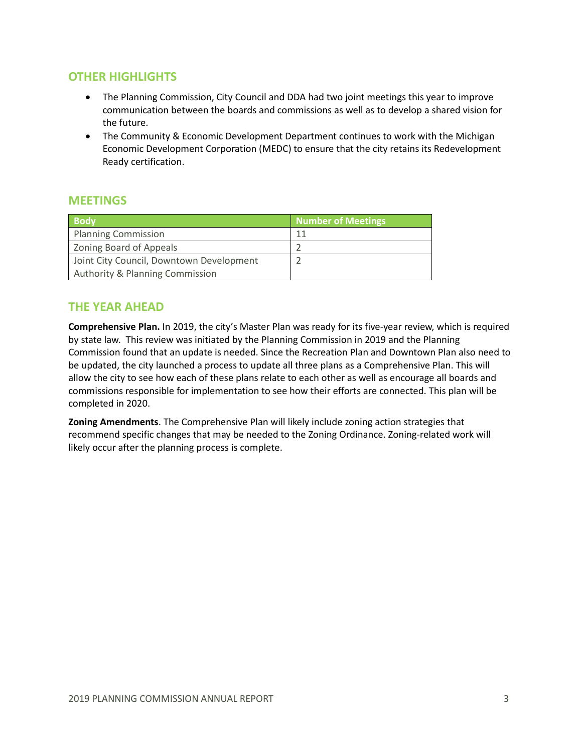## OTHER HIGHLIGHTS

- The Planning Commission, City Council and DDA had two joint meetings this year to improve communication between the boards and commissions as well as to develop a shared vision for the future.
- The Community & Economic Development Department continues to work with the Michigan Economic Development Corporation (MEDC) to ensure that the city retains its Redevelopment Ready certification.

## MEETINGS

| Body | Number of Meetings |
|---|---|
| Planning Commission | 11 |
| Zoning Board of Appeals | 2 |
| Joint City Council, Downtown Development Authority & Planning Commission | 2 |

## THE YEAR AHEAD

**Comprehensive Plan.** In 2019, the city's Master Plan was ready for its five-year review, which is required by state law. This review was initiated by the Planning Commission in 2019 and the Planning Commission found that an update is needed. Since the Recreation Plan and Downtown Plan also need to be updated, the city launched a process to update all three plans as a Comprehensive Plan. This will allow the city to see how each of these plans relate to each other as well as encourage all boards and commissions responsible for implementation to see how their efforts are connected. This plan will be completed in 2020.

**Zoning Amendments**. The Comprehensive Plan will likely include zoning action strategies that recommend specific changes that may be needed to the Zoning Ordinance. Zoning-related work will likely occur after the planning process is complete.